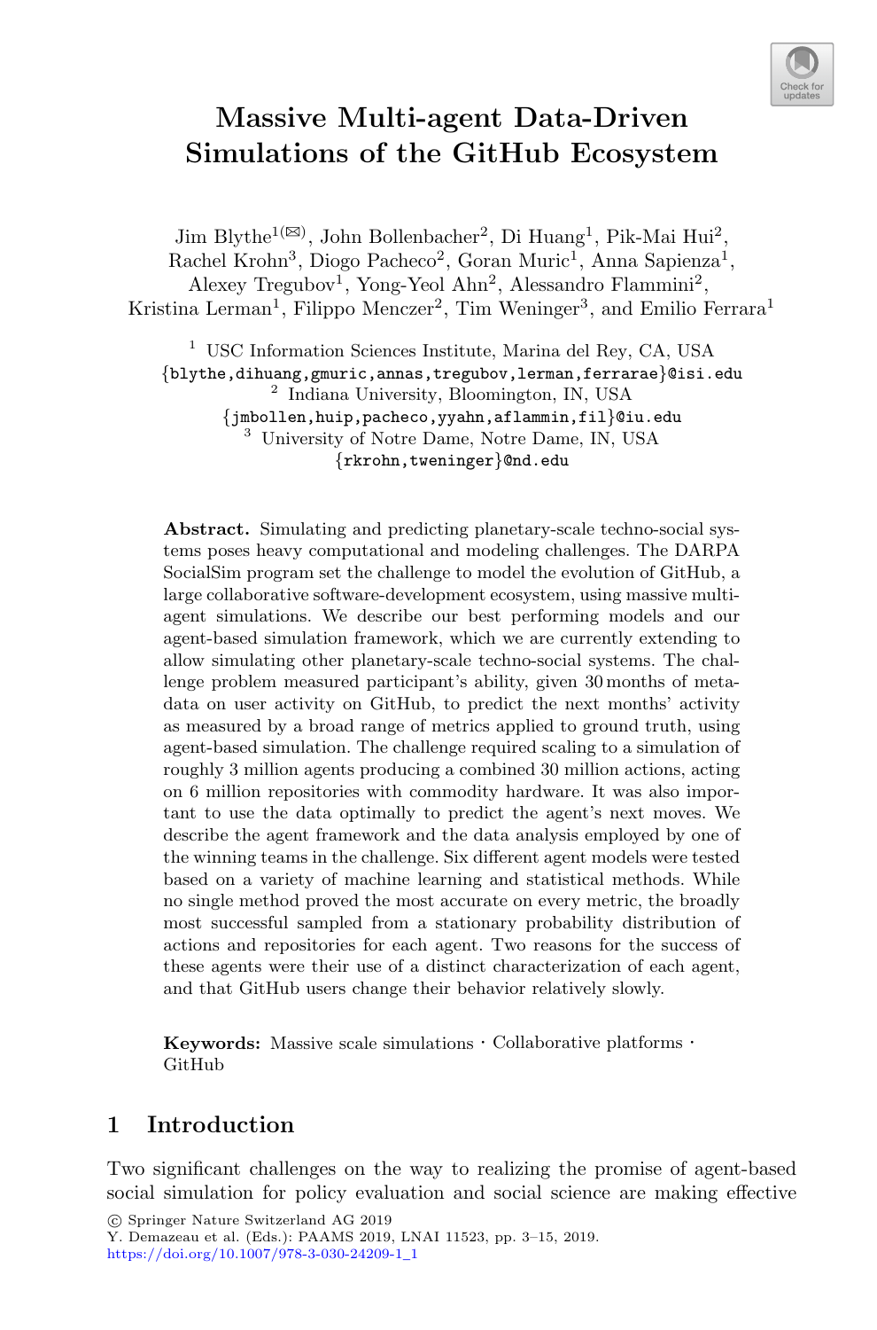# Massive Multi-agent Data-Driven Simulations of the GitHub Ecosystem

Jim Blythe[1](✉), John Bollenbacher[2], Di Huang[1], Pik-Mai Hui[2], Rachel Krohn[3], Diogo Pacheco[2], Goran Muric[1], Anna Sapienza[1], Alexey Tregubov[1], Yong-Yeol Ahn[2], Alessandro Flammini[2], Kristina Lerman[1], Filippo Menczer[2], Tim Weninger[3], and Emilio Ferrara[1]

[1] USC Information Sciences Institute, Marina del Rey, CA, USA
{blythe,dihuang,gmuric,annas,tregubov,lerman,ferrarae}@isi.edu

[2] Indiana University, Bloomington, IN, USA
{jmbollen,huip,pacheco,yyahn,aflammin,fil}@iu.edu

[3] University of Notre Dame, Notre Dame, IN, USA
{rkrohn,tweninger}@nd.edu

**Abstract.** Simulating and predicting planetary-scale techno-social systems poses heavy computational and modeling challenges. The DARPA SocialSim program set the challenge to model the evolution of GitHub, a large collaborative software-development ecosystem, using massive multi-agent simulations. We describe our best performing models and our agent-based simulation framework, which we are currently extending to allow simulating other planetary-scale techno-social systems. The challenge problem measured participant's ability, given 30 months of meta-data on user activity on GitHub, to predict the next months' activity as measured by a broad range of metrics applied to ground truth, using agent-based simulation. The challenge required scaling to a simulation of roughly 3 million agents producing a combined 30 million actions, acting on 6 million repositories with commodity hardware. It was also important to use the data optimally to predict the agent's next moves. We describe the agent framework and the data analysis employed by one of the winning teams in the challenge. Six different agent models were tested based on a variety of machine learning and statistical methods. While no single method proved the most accurate on every metric, the broadly most successful sampled from a stationary probability distribution of actions and repositories for each agent. Two reasons for the success of these agents were their use of a distinct characterization of each agent, and that GitHub users change their behavior relatively slowly.

**Keywords:** Massive scale simulations · Collaborative platforms · GitHub

## 1 Introduction

Two significant challenges on the way to realizing the promise of agent-based social simulation for policy evaluation and social science are making effective

© Springer Nature Switzerland AG 2019
Y. Demazeau et al. (Eds.): PAAMS 2019, LNAI 11523, pp. 3–15, 2019.
https://doi.org/10.1007/978-3-030-24209-1_1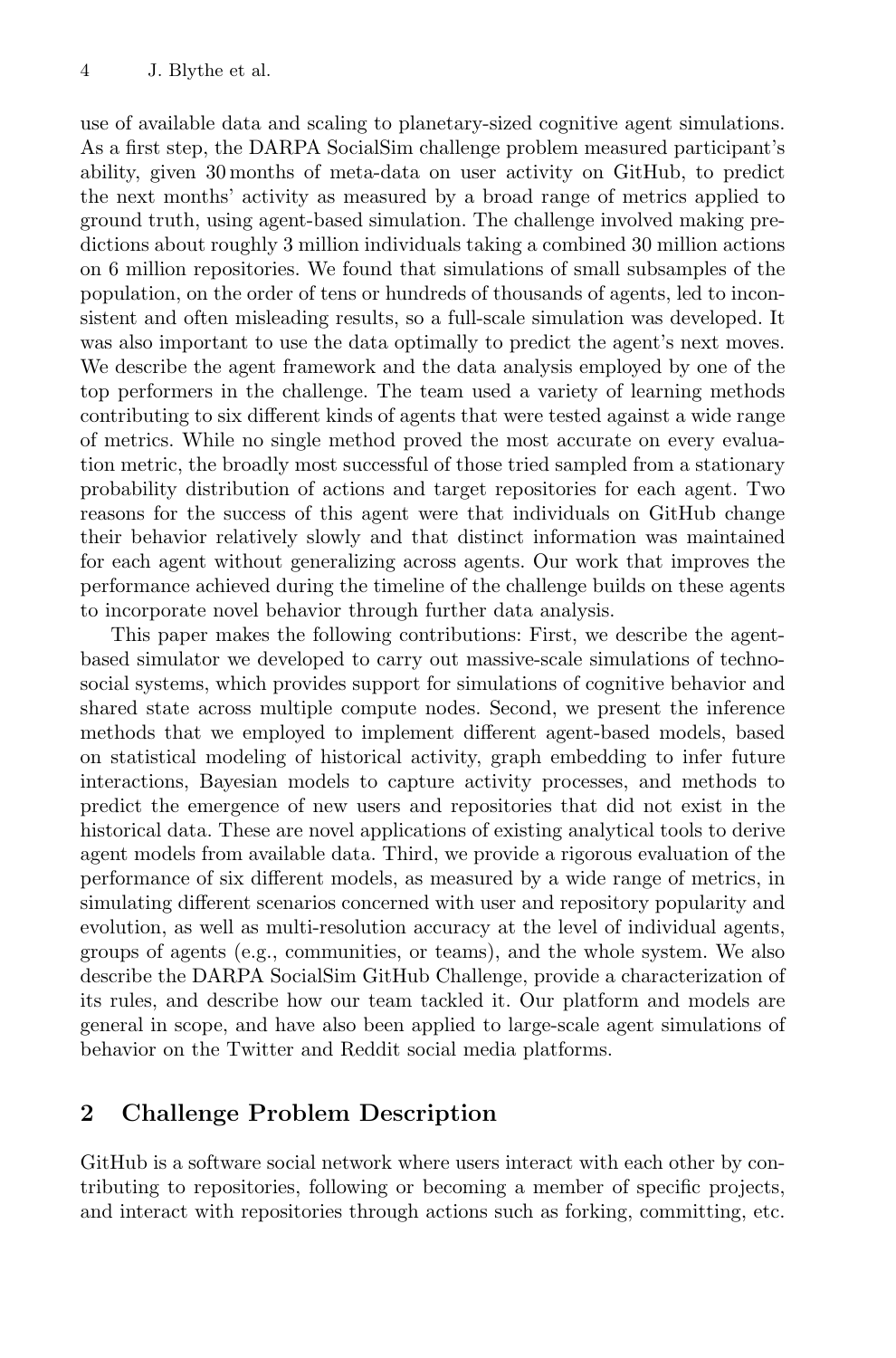use of available data and scaling to planetary-sized cognitive agent simulations. As a first step, the DARPA SocialSim challenge problem measured participant's ability, given 30 months of meta-data on user activity on GitHub, to predict the next months' activity as measured by a broad range of metrics applied to ground truth, using agent-based simulation. The challenge involved making predictions about roughly 3 million individuals taking a combined 30 million actions on 6 million repositories. We found that simulations of small subsamples of the population, on the order of tens or hundreds of thousands of agents, led to inconsistent and often misleading results, so a full-scale simulation was developed. It was also important to use the data optimally to predict the agent's next moves. We describe the agent framework and the data analysis employed by one of the top performers in the challenge. The team used a variety of learning methods contributing to six different kinds of agents that were tested against a wide range of metrics. While no single method proved the most accurate on every evaluation metric, the broadly most successful of those tried sampled from a stationary probability distribution of actions and target repositories for each agent. Two reasons for the success of this agent were that individuals on GitHub change their behavior relatively slowly and that distinct information was maintained for each agent without generalizing across agents. Our work that improves the performance achieved during the timeline of the challenge builds on these agents to incorporate novel behavior through further data analysis.

This paper makes the following contributions: First, we describe the agent-based simulator we developed to carry out massive-scale simulations of techno-social systems, which provides support for simulations of cognitive behavior and shared state across multiple compute nodes. Second, we present the inference methods that we employed to implement different agent-based models, based on statistical modeling of historical activity, graph embedding to infer future interactions, Bayesian models to capture activity processes, and methods to predict the emergence of new users and repositories that did not exist in the historical data. These are novel applications of existing analytical tools to derive agent models from available data. Third, we provide a rigorous evaluation of the performance of six different models, as measured by a wide range of metrics, in simulating different scenarios concerned with user and repository popularity and evolution, as well as multi-resolution accuracy at the level of individual agents, groups of agents (e.g., communities, or teams), and the whole system. We also describe the DARPA SocialSim GitHub Challenge, provide a characterization of its rules, and describe how our team tackled it. Our platform and models are general in scope, and have also been applied to large-scale agent simulations of behavior on the Twitter and Reddit social media platforms.

## 2 Challenge Problem Description

GitHub is a software social network where users interact with each other by contributing to repositories, following or becoming a member of specific projects, and interact with repositories through actions such as forking, committing, etc.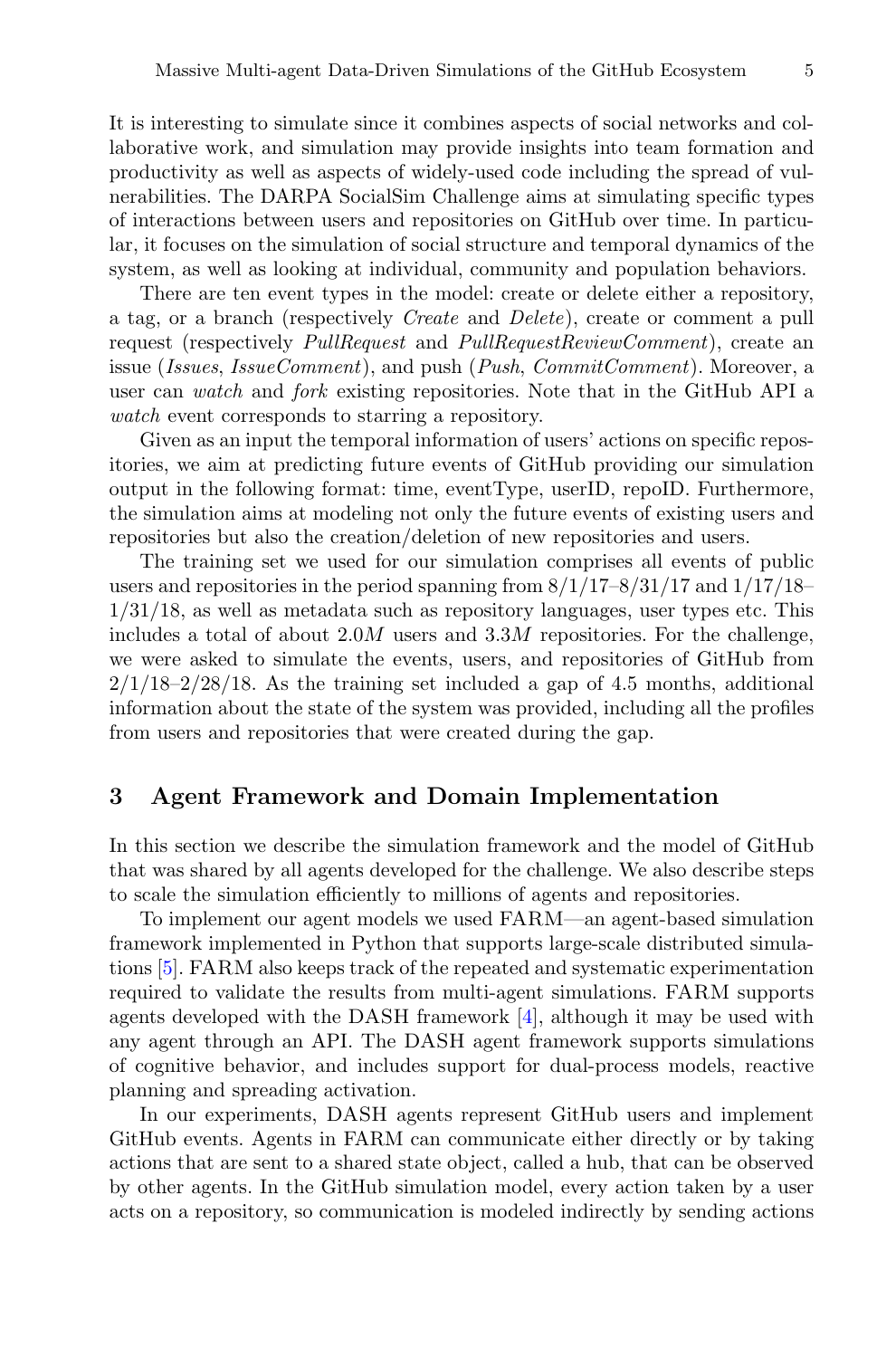It is interesting to simulate since it combines aspects of social networks and collaborative work, and simulation may provide insights into team formation and productivity as well as aspects of widely-used code including the spread of vulnerabilities. The DARPA SocialSim Challenge aims at simulating specific types of interactions between users and repositories on GitHub over time. In particular, it focuses on the simulation of social structure and temporal dynamics of the system, as well as looking at individual, community and population behaviors.

There are ten event types in the model: create or delete either a repository, a tag, or a branch (respectively *Create* and *Delete*), create or comment a pull request (respectively *PullRequest* and *PullRequestReviewComment*), create an issue (*Issues*, *IssueComment*), and push (*Push*, *CommitComment*). Moreover, a user can *watch* and *fork* existing repositories. Note that in the GitHub API a *watch* event corresponds to starring a repository.

Given as an input the temporal information of users' actions on specific repositories, we aim at predicting future events of GitHub providing our simulation output in the following format: time, eventType, userID, repoID. Furthermore, the simulation aims at modeling not only the future events of existing users and repositories but also the creation/deletion of new repositories and users.

The training set we used for our simulation comprises all events of public users and repositories in the period spanning from 8/1/17–8/31/17 and 1/17/18–1/31/18, as well as metadata such as repository languages, user types etc. This includes a total of about $2.0M$ users and $3.3M$ repositories. For the challenge, we were asked to simulate the events, users, and repositories of GitHub from 2/1/18–2/28/18. As the training set included a gap of 4.5 months, additional information about the state of the system was provided, including all the profiles from users and repositories that were created during the gap.

## 3 Agent Framework and Domain Implementation

In this section we describe the simulation framework and the model of GitHub that was shared by all agents developed for the challenge. We also describe steps to scale the simulation efficiently to millions of agents and repositories.

To implement our agent models we used FARM—an agent-based simulation framework implemented in Python that supports large-scale distributed simulations [5]. FARM also keeps track of the repeated and systematic experimentation required to validate the results from multi-agent simulations. FARM supports agents developed with the DASH framework [4], although it may be used with any agent through an API. The DASH agent framework supports simulations of cognitive behavior, and includes support for dual-process models, reactive planning and spreading activation.

In our experiments, DASH agents represent GitHub users and implement GitHub events. Agents in FARM can communicate either directly or by taking actions that are sent to a shared state object, called a hub, that can be observed by other agents. In the GitHub simulation model, every action taken by a user acts on a repository, so communication is modeled indirectly by sending actions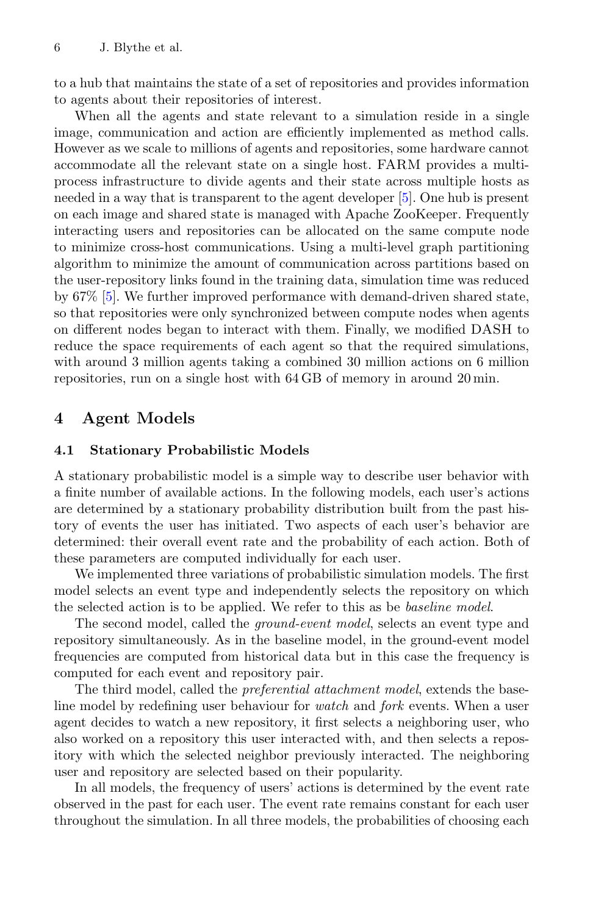to a hub that maintains the state of a set of repositories and provides information to agents about their repositories of interest.

When all the agents and state relevant to a simulation reside in a single image, communication and action are efficiently implemented as method calls. However as we scale to millions of agents and repositories, some hardware cannot accommodate all the relevant state on a single host. FARM provides a multi-process infrastructure to divide agents and their state across multiple hosts as needed in a way that is transparent to the agent developer [5]. One hub is present on each image and shared state is managed with Apache ZooKeeper. Frequently interacting users and repositories can be allocated on the same compute node to minimize cross-host communications. Using a multi-level graph partitioning algorithm to minimize the amount of communication across partitions based on the user-repository links found in the training data, simulation time was reduced by 67% [5]. We further improved performance with demand-driven shared state, so that repositories were only synchronized between compute nodes when agents on different nodes began to interact with them. Finally, we modified DASH to reduce the space requirements of each agent so that the required simulations, with around 3 million agents taking a combined 30 million actions on 6 million repositories, run on a single host with 64 GB of memory in around 20 min.

## 4 Agent Models

### 4.1 Stationary Probabilistic Models

A stationary probabilistic model is a simple way to describe user behavior with a finite number of available actions. In the following models, each user's actions are determined by a stationary probability distribution built from the past history of events the user has initiated. Two aspects of each user's behavior are determined: their overall event rate and the probability of each action. Both of these parameters are computed individually for each user.

We implemented three variations of probabilistic simulation models. The first model selects an event type and independently selects the repository on which the selected action is to be applied. We refer to this as be *baseline model*.

The second model, called the *ground-event model*, selects an event type and repository simultaneously. As in the baseline model, in the ground-event model frequencies are computed from historical data but in this case the frequency is computed for each event and repository pair.

The third model, called the *preferential attachment model*, extends the baseline model by redefining user behaviour for *watch* and *fork* events. When a user agent decides to watch a new repository, it first selects a neighboring user, who also worked on a repository this user interacted with, and then selects a repository with which the selected neighbor previously interacted. The neighboring user and repository are selected based on their popularity.

In all models, the frequency of users' actions is determined by the event rate observed in the past for each user. The event rate remains constant for each user throughout the simulation. In all three models, the probabilities of choosing each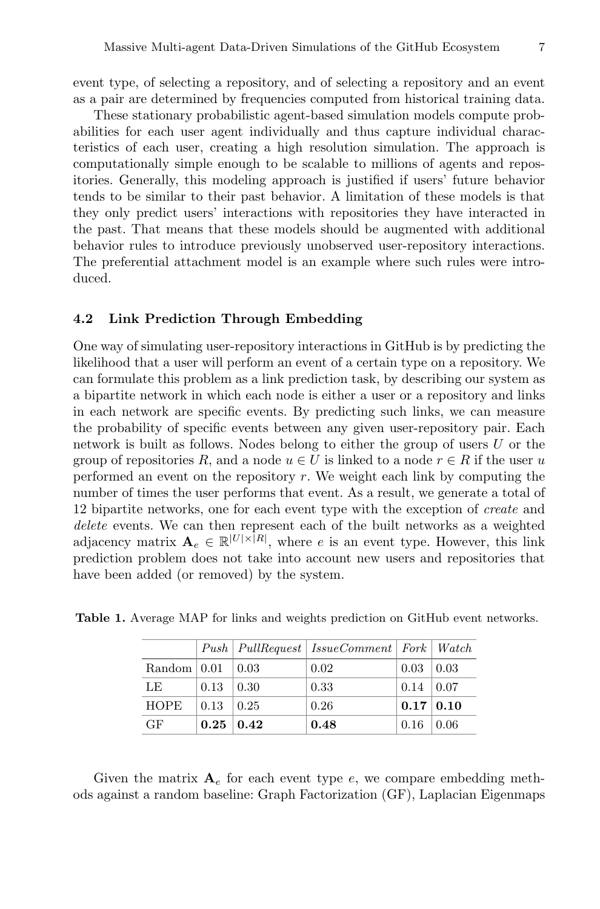event type, of selecting a repository, and of selecting a repository and an event as a pair are determined by frequencies computed from historical training data.

These stationary probabilistic agent-based simulation models compute probabilities for each user agent individually and thus capture individual characteristics of each user, creating a high resolution simulation. The approach is computationally simple enough to be scalable to millions of agents and repositories. Generally, this modeling approach is justified if users' future behavior tends to be similar to their past behavior. A limitation of these models is that they only predict users' interactions with repositories they have interacted in the past. That means that these models should be augmented with additional behavior rules to introduce previously unobserved user-repository interactions. The preferential attachment model is an example where such rules were introduced.

### 4.2 Link Prediction Through Embedding

One way of simulating user-repository interactions in GitHub is by predicting the likelihood that a user will perform an event of a certain type on a repository. We can formulate this problem as a link prediction task, by describing our system as a bipartite network in which each node is either a user or a repository and links in each network are specific events. By predicting such links, we can measure the probability of specific events between any given user-repository pair. Each network is built as follows. Nodes belong to either the group of users $U$ or the group of repositories $R$, and a node $u \in U$ is linked to a node $r \in R$ if the user $u$ performed an event on the repository $r$. We weight each link by computing the number of times the user performs that event. As a result, we generate a total of 12 bipartite networks, one for each event type with the exception of *create* and *delete* events. We can then represent each of the built networks as a weighted adjacency matrix $\mathbf{A}_e \in \mathbb{R}^{|U| \times |R|}$, where $e$ is an event type. However, this link prediction problem does not take into account new users and repositories that have been added (or removed) by the system.

**Table 1.** Average MAP for links and weights prediction on GitHub event networks.

| | *Push* | *PullRequest* | *IssueComment* | *Fork* | *Watch* |
|---|---|---|---|---|---|
| Random | 0.01 | 0.03 | 0.02 | 0.03 | 0.03 |
| LE | 0.13 | 0.30 | 0.33 | 0.14 | 0.07 |
| HOPE | 0.13 | 0.25 | 0.26 | **0.17** | **0.10** |
| GF | **0.25** | **0.42** | **0.48** | 0.16 | 0.06 |

Given the matrix $\mathbf{A}_e$ for each event type $e$, we compare embedding methods against a random baseline: Graph Factorization (GF), Laplacian Eigenmaps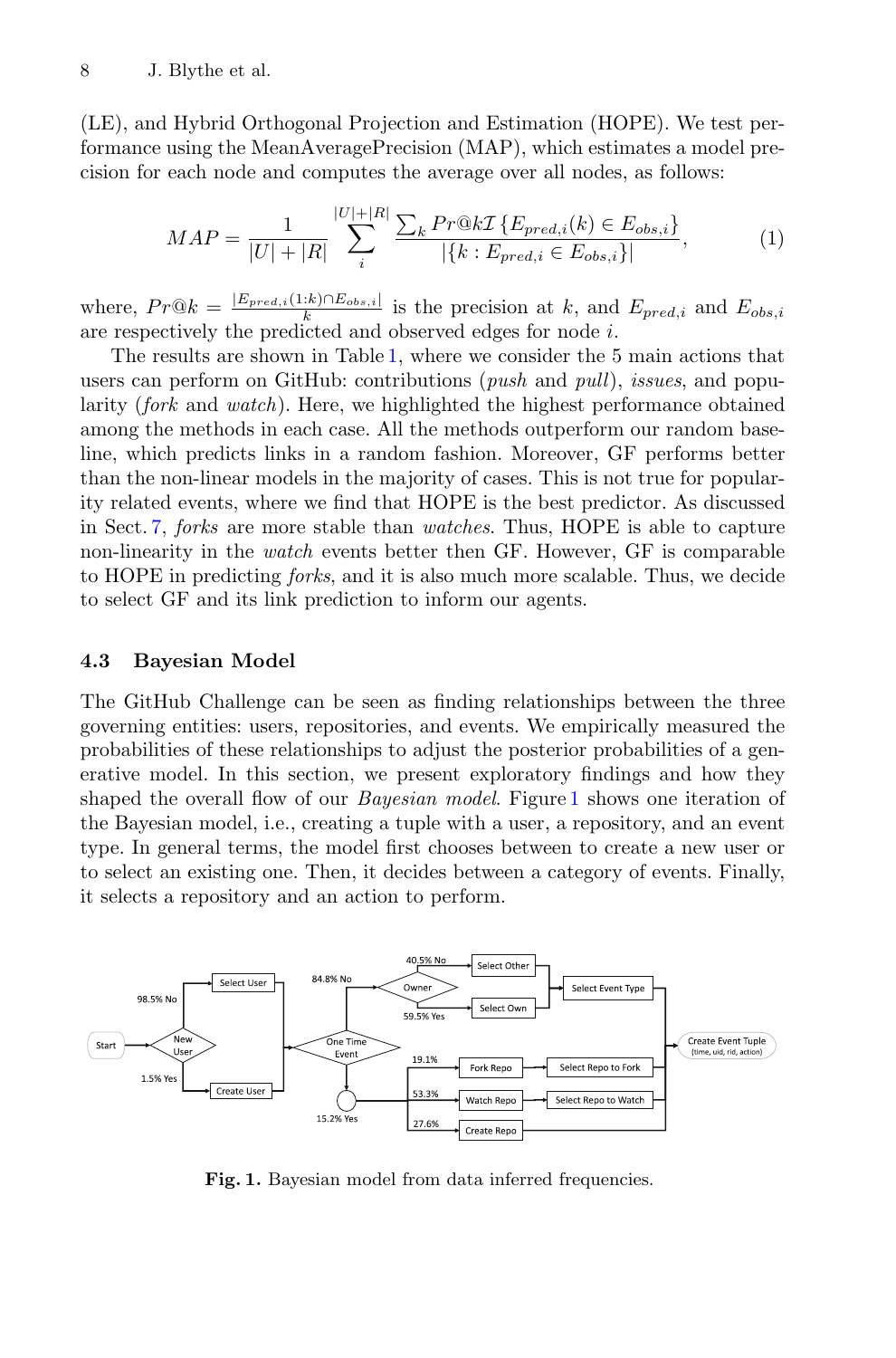(LE), and Hybrid Orthogonal Projection and Estimation (HOPE). We test performance using the MeanAveragePrecision (MAP), which estimates a model precision for each node and computes the average over all nodes, as follows:

$$MAP = \frac{1}{|U|+|R|} \sum_{i}^{|U|+|R|} \frac{\sum_k Pr@k \mathcal{I}\{E_{pred,i}(k) \in E_{obs,i}\}}{|\{k : E_{pred,i} \in E_{obs,i}\}|}, \quad (1)$$

where, $Pr@k = \frac{|E_{pred,i}(1{:}k) \cap E_{obs,i}|}{k}$ is the precision at $k$, and $E_{pred,i}$ and $E_{obs,i}$ are respectively the predicted and observed edges for node $i$.

The results are shown in Table 1, where we consider the 5 main actions that users can perform on GitHub: contributions (*push* and *pull*), *issues*, and popularity (*fork* and *watch*). Here, we highlighted the highest performance obtained among the methods in each case. All the methods outperform our random baseline, which predicts links in a random fashion. Moreover, GF performs better than the non-linear models in the majority of cases. This is not true for popularity related events, where we find that HOPE is the best predictor. As discussed in Sect. 7, *forks* are more stable than *watches*. Thus, HOPE is able to capture non-linearity in the *watch* events better then GF. However, GF is comparable to HOPE in predicting *forks*, and it is also much more scalable. Thus, we decide to select GF and its link prediction to inform our agents.

### 4.3 Bayesian Model

The GitHub Challenge can be seen as finding relationships between the three governing entities: users, repositories, and events. We empirically measured the probabilities of these relationships to adjust the posterior probabilities of a generative model. In this section, we present exploratory findings and how they shaped the overall flow of our *Bayesian model*. Figure 1 shows one iteration of the Bayesian model, i.e., creating a tuple with a user, a repository, and an event type. In general terms, the model first chooses between to create a new user or to select an existing one. Then, it decides between a category of events. Finally, it selects a repository and an action to perform.

**Fig. 1.** Bayesian model from data inferred frequencies.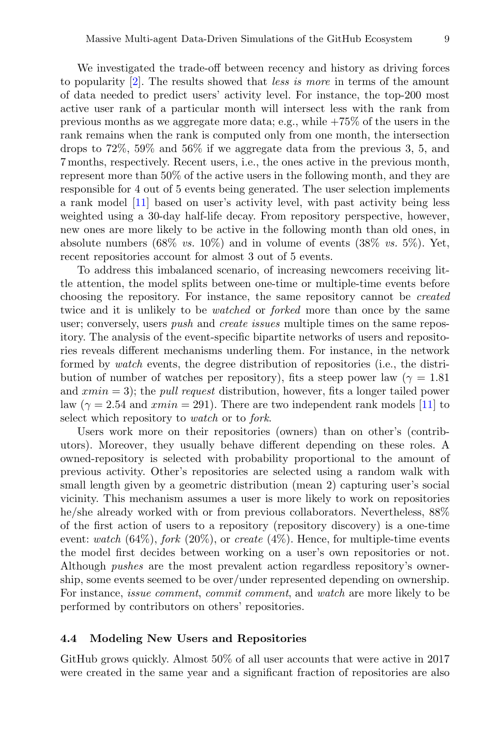We investigated the trade-off between recency and history as driving forces to popularity [2]. The results showed that *less is more* in terms of the amount of data needed to predict users' activity level. For instance, the top-200 most active user rank of a particular month will intersect less with the rank from previous months as we aggregate more data; e.g., while +75% of the users in the rank remains when the rank is computed only from one month, the intersection drops to 72%, 59% and 56% if we aggregate data from the previous 3, 5, and 7 months, respectively. Recent users, i.e., the ones active in the previous month, represent more than 50% of the active users in the following month, and they are responsible for 4 out of 5 events being generated. The user selection implements a rank model [11] based on user's activity level, with past activity being less weighted using a 30-day half-life decay. From repository perspective, however, new ones are more likely to be active in the following month than old ones, in absolute numbers (68% *vs.* 10%) and in volume of events (38% *vs.* 5%). Yet, recent repositories account for almost 3 out of 5 events.

To address this imbalanced scenario, of increasing newcomers receiving little attention, the model splits between one-time or multiple-time events before choosing the repository. For instance, the same repository cannot be *created* twice and it is unlikely to be *watched* or *forked* more than once by the same user; conversely, users *push* and *create issues* multiple times on the same repository. The analysis of the event-specific bipartite networks of users and repositories reveals different mechanisms underling them. For instance, in the network formed by *watch* events, the degree distribution of repositories (i.e., the distribution of number of watches per repository), fits a steep power law ($\gamma = 1.81$ and $xmin = 3$); the *pull request* distribution, however, fits a longer tailed power law ($\gamma = 2.54$ and $xmin = 291$). There are two independent rank models [11] to select which repository to *watch* or to *fork*.

Users work more on their repositories (owners) than on other's (contributors). Moreover, they usually behave different depending on these roles. A owned-repository is selected with probability proportional to the amount of previous activity. Other's repositories are selected using a random walk with small length given by a geometric distribution (mean 2) capturing user's social vicinity. This mechanism assumes a user is more likely to work on repositories he/she already worked with or from previous collaborators. Nevertheless, 88% of the first action of users to a repository (repository discovery) is a one-time event: *watch* (64%), *fork* (20%), or *create* (4%). Hence, for multiple-time events the model first decides between working on a user's own repositories or not. Although *pushes* are the most prevalent action regardless repository's ownership, some events seemed to be over/under represented depending on ownership. For instance, *issue comment*, *commit comment*, and *watch* are more likely to be performed by contributors on others' repositories.

### 4.4 Modeling New Users and Repositories

GitHub grows quickly. Almost 50% of all user accounts that were active in 2017 were created in the same year and a significant fraction of repositories are also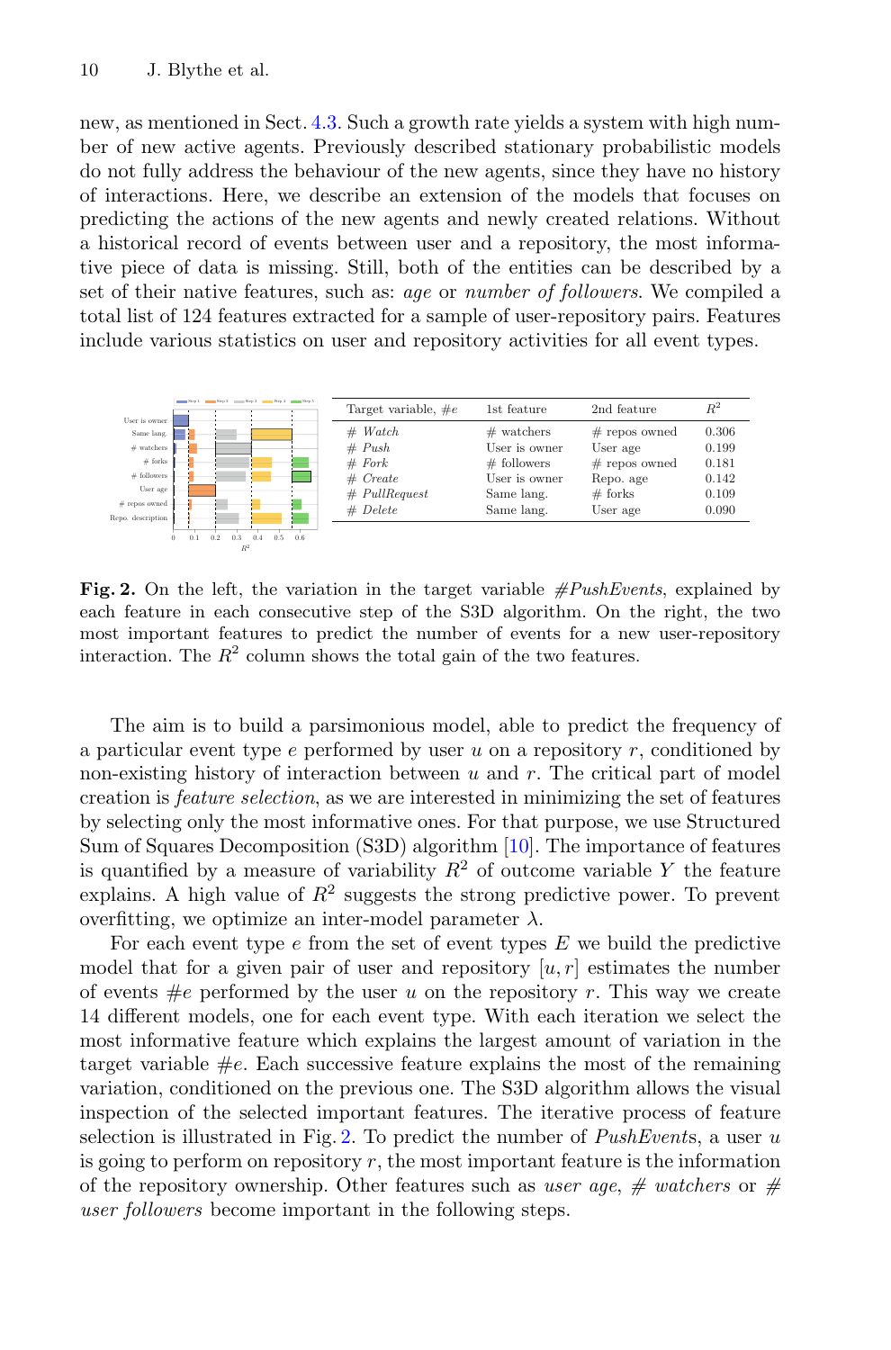new, as mentioned in Sect. 4.3. Such a growth rate yields a system with high number of new active agents. Previously described stationary probabilistic models do not fully address the behaviour of the new agents, since they have no history of interactions. Here, we describe an extension of the models that focuses on predicting the actions of the new agents and newly created relations. Without a historical record of events between user and a repository, the most informative piece of data is missing. Still, both of the entities can be described by a set of their native features, such as: *age* or *number of followers*. We compiled a total list of 124 features extracted for a sample of user-repository pairs. Features include various statistics on user and repository activities for all event types.

| Target variable, #*e* | 1st feature | 2nd feature | $R^2$ |
|---|---|---|---|
| # *Watch* | # watchers | # repos owned | 0.306 |
| # *Push* | User is owner | User age | 0.199 |
| # *Fork* | # followers | # repos owned | 0.181 |
| # *Create* | User is owner | Repo. age | 0.142 |
| # *PullRequest* | Same lang. | # forks | 0.109 |
| # *Delete* | Same lang. | User age | 0.090 |

**Fig. 2.** On the left, the variation in the target variable *#PushEvents*, explained by each feature in each consecutive step of the S3D algorithm. On the right, the two most important features to predict the number of events for a new user-repository interaction. The $R^2$ column shows the total gain of the two features.

The aim is to build a parsimonious model, able to predict the frequency of a particular event type $e$ performed by user $u$ on a repository $r$, conditioned by non-existing history of interaction between $u$ and $r$. The critical part of model creation is *feature selection*, as we are interested in minimizing the set of features by selecting only the most informative ones. For that purpose, we use Structured Sum of Squares Decomposition (S3D) algorithm [10]. The importance of features is quantified by a measure of variability $R^2$ of outcome variable $Y$ the feature explains. A high value of $R^2$ suggests the strong predictive power. To prevent overfitting, we optimize an inter-model parameter $\lambda$.

For each event type $e$ from the set of event types $E$ we build the predictive model that for a given pair of user and repository $[u, r]$ estimates the number of events $\#e$ performed by the user $u$ on the repository $r$. This way we create 14 different models, one for each event type. With each iteration we select the most informative feature which explains the largest amount of variation in the target variable $\#e$. Each successive feature explains the most of the remaining variation, conditioned on the previous one. The S3D algorithm allows the visual inspection of the selected important features. The iterative process of feature selection is illustrated in Fig. 2. To predict the number of *PushEvent*s, a user $u$ is going to perform on repository $r$, the most important feature is the information of the repository ownership. Other features such as *user age*, *# watchers* or *# user followers* become important in the following steps.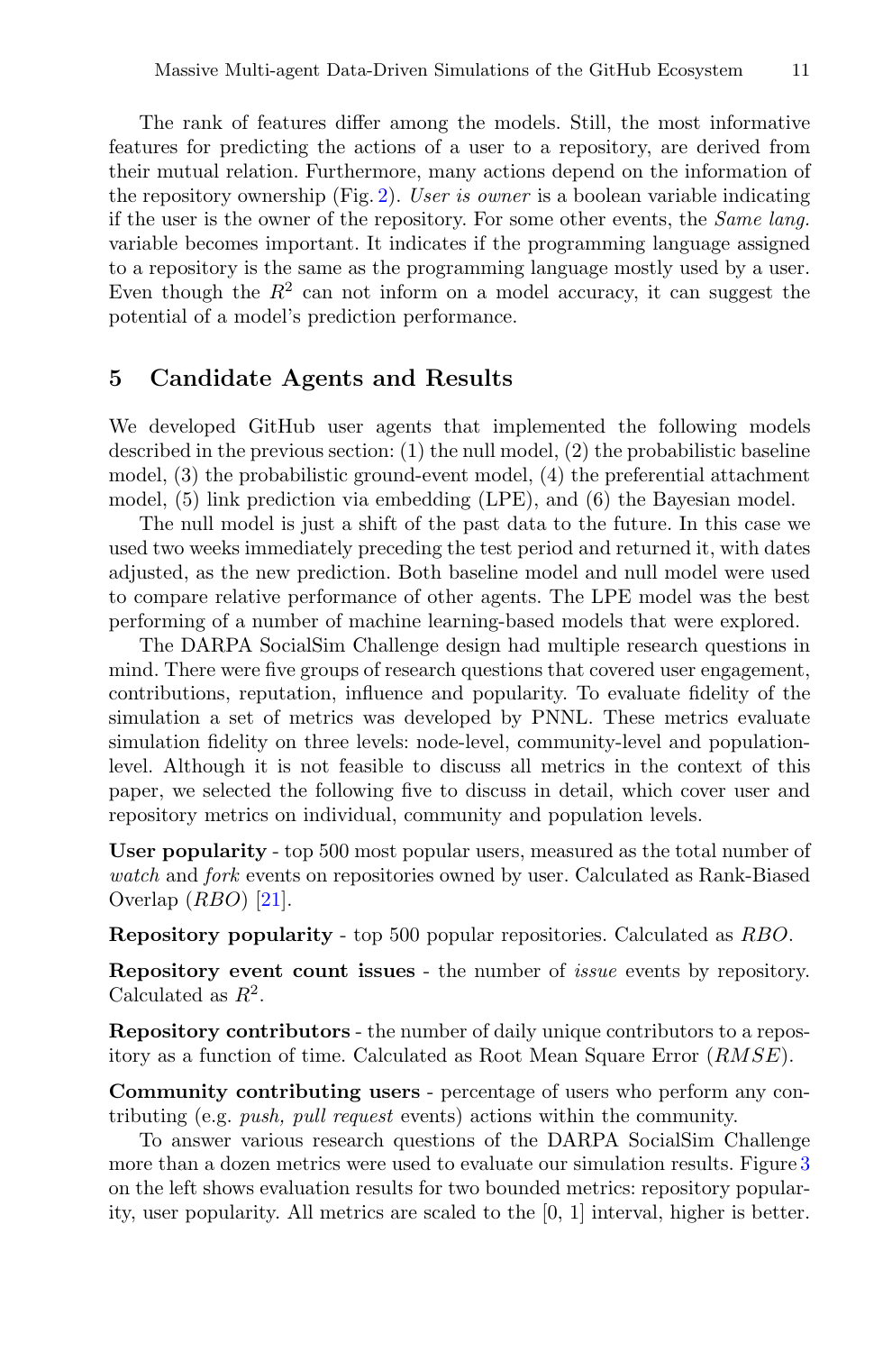The rank of features differ among the models. Still, the most informative features for predicting the actions of a user to a repository, are derived from their mutual relation. Furthermore, many actions depend on the information of the repository ownership (Fig. 2). *User is owner* is a boolean variable indicating if the user is the owner of the repository. For some other events, the *Same lang.* variable becomes important. It indicates if the programming language assigned to a repository is the same as the programming language mostly used by a user. Even though the $R^2$ can not inform on a model accuracy, it can suggest the potential of a model's prediction performance.

## 5 Candidate Agents and Results

We developed GitHub user agents that implemented the following models described in the previous section: (1) the null model, (2) the probabilistic baseline model, (3) the probabilistic ground-event model, (4) the preferential attachment model, (5) link prediction via embedding (LPE), and (6) the Bayesian model.

The null model is just a shift of the past data to the future. In this case we used two weeks immediately preceding the test period and returned it, with dates adjusted, as the new prediction. Both baseline model and null model were used to compare relative performance of other agents. The LPE model was the best performing of a number of machine learning-based models that were explored.

The DARPA SocialSim Challenge design had multiple research questions in mind. There were five groups of research questions that covered user engagement, contributions, reputation, influence and popularity. To evaluate fidelity of the simulation a set of metrics was developed by PNNL. These metrics evaluate simulation fidelity on three levels: node-level, community-level and population-level. Although it is not feasible to discuss all metrics in the context of this paper, we selected the following five to discuss in detail, which cover user and repository metrics on individual, community and population levels.

**User popularity** - top 500 most popular users, measured as the total number of *watch* and *fork* events on repositories owned by user. Calculated as Rank-Biased Overlap (*RBO*) [21].

**Repository popularity** - top 500 popular repositories. Calculated as *RBO*.

**Repository event count issues** - the number of *issue* events by repository. Calculated as $R^2$.

**Repository contributors** - the number of daily unique contributors to a repository as a function of time. Calculated as Root Mean Square Error (*RMSE*).

**Community contributing users** - percentage of users who perform any contributing (e.g. *push, pull request* events) actions within the community.

To answer various research questions of the DARPA SocialSim Challenge more than a dozen metrics were used to evaluate our simulation results. Figure 3 on the left shows evaluation results for two bounded metrics: repository popularity, user popularity. All metrics are scaled to the [0, 1] interval, higher is better.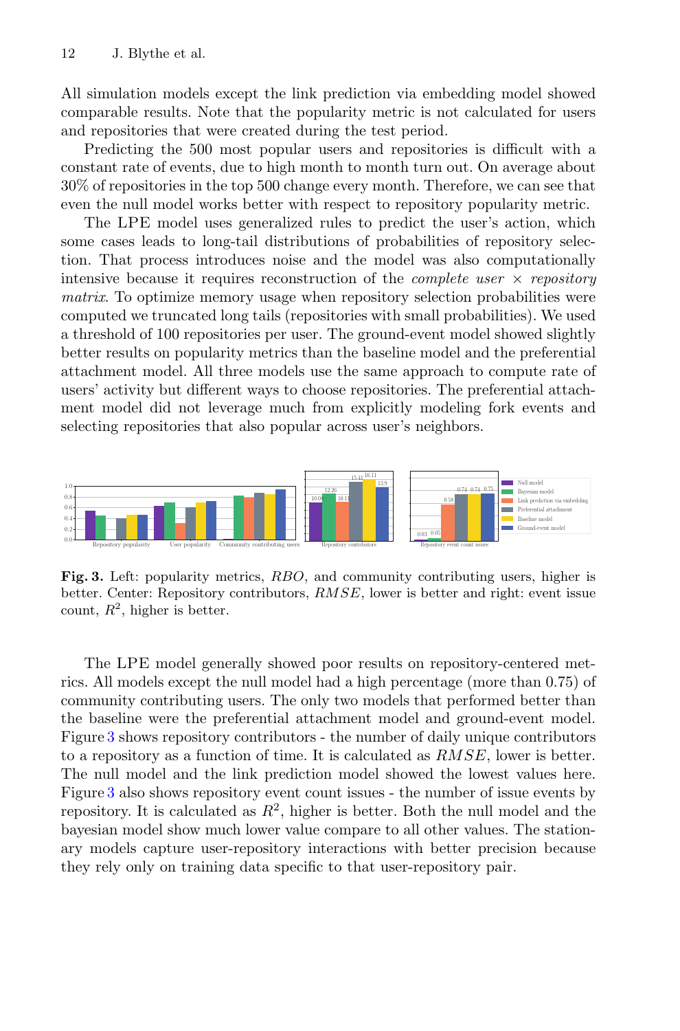All simulation models except the link prediction via embedding model showed comparable results. Note that the popularity metric is not calculated for users and repositories that were created during the test period.

Predicting the 500 most popular users and repositories is difficult with a constant rate of events, due to high month to month turn out. On average about 30% of repositories in the top 500 change every month. Therefore, we can see that even the null model works better with respect to repository popularity metric.

The LPE model uses generalized rules to predict the user's action, which some cases leads to long-tail distributions of probabilities of repository selection. That process introduces noise and the model was also computationally intensive because it requires reconstruction of the *complete user × repository matrix*. To optimize memory usage when repository selection probabilities were computed we truncated long tails (repositories with small probabilities). We used a threshold of 100 repositories per user. The ground-event model showed slightly better results on popularity metrics than the baseline model and the preferential attachment model. All three models use the same approach to compute rate of users' activity but different ways to choose repositories. The preferential attachment model did not leverage much from explicitly modeling fork events and selecting repositories that also popular across user's neighbors.

**Fig. 3.** Left: popularity metrics, *RBO*, and community contributing users, higher is better. Center: Repository contributors, *RMSE*, lower is better and right: event issue count, $R^2$, higher is better.

The LPE model generally showed poor results on repository-centered metrics. All models except the null model had a high percentage (more than 0.75) of community contributing users. The only two models that performed better than the baseline were the preferential attachment model and ground-event model. Figure 3 shows repository contributors - the number of daily unique contributors to a repository as a function of time. It is calculated as *RMSE*, lower is better. The null model and the link prediction model showed the lowest values here. Figure 3 also shows repository event count issues - the number of issue events by repository. It is calculated as $R^2$, higher is better. Both the null model and the bayesian model show much lower value compare to all other values. The stationary models capture user-repository interactions with better precision because they rely only on training data specific to that user-repository pair.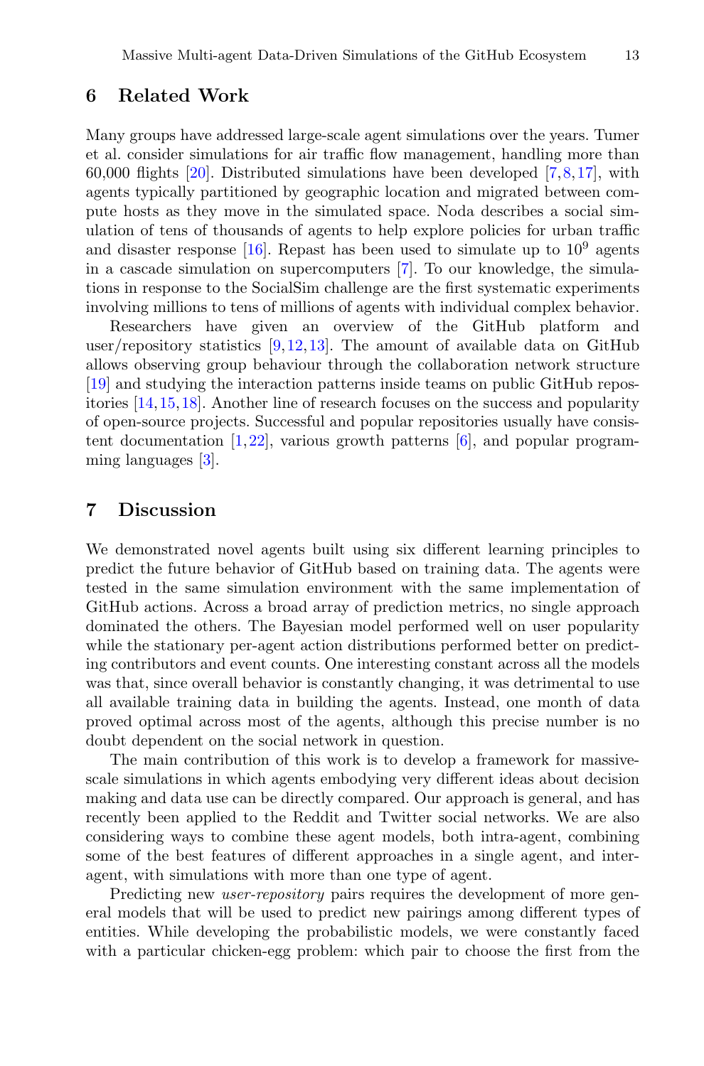## 6 Related Work

Many groups have addressed large-scale agent simulations over the years. Tumer et al. consider simulations for air traffic flow management, handling more than 60,000 flights [20]. Distributed simulations have been developed [7,8,17], with agents typically partitioned by geographic location and migrated between compute hosts as they move in the simulated space. Noda describes a social simulation of tens of thousands of agents to help explore policies for urban traffic and disaster response [16]. Repast has been used to simulate up to $10^9$ agents in a cascade simulation on supercomputers [7]. To our knowledge, the simulations in response to the SocialSim challenge are the first systematic experiments involving millions to tens of millions of agents with individual complex behavior.

Researchers have given an overview of the GitHub platform and user/repository statistics [9,12,13]. The amount of available data on GitHub allows observing group behaviour through the collaboration network structure [19] and studying the interaction patterns inside teams on public GitHub repositories [14,15,18]. Another line of research focuses on the success and popularity of open-source projects. Successful and popular repositories usually have consistent documentation [1,22], various growth patterns [6], and popular programming languages [3].

## 7 Discussion

We demonstrated novel agents built using six different learning principles to predict the future behavior of GitHub based on training data. The agents were tested in the same simulation environment with the same implementation of GitHub actions. Across a broad array of prediction metrics, no single approach dominated the others. The Bayesian model performed well on user popularity while the stationary per-agent action distributions performed better on predicting contributors and event counts. One interesting constant across all the models was that, since overall behavior is constantly changing, it was detrimental to use all available training data in building the agents. Instead, one month of data proved optimal across most of the agents, although this precise number is no doubt dependent on the social network in question.

The main contribution of this work is to develop a framework for massive-scale simulations in which agents embodying very different ideas about decision making and data use can be directly compared. Our approach is general, and has recently been applied to the Reddit and Twitter social networks. We are also considering ways to combine these agent models, both intra-agent, combining some of the best features of different approaches in a single agent, and inter-agent, with simulations with more than one type of agent.

Predicting new *user-repository* pairs requires the development of more general models that will be used to predict new pairings among different types of entities. While developing the probabilistic models, we were constantly faced with a particular chicken-egg problem: which pair to choose the first from the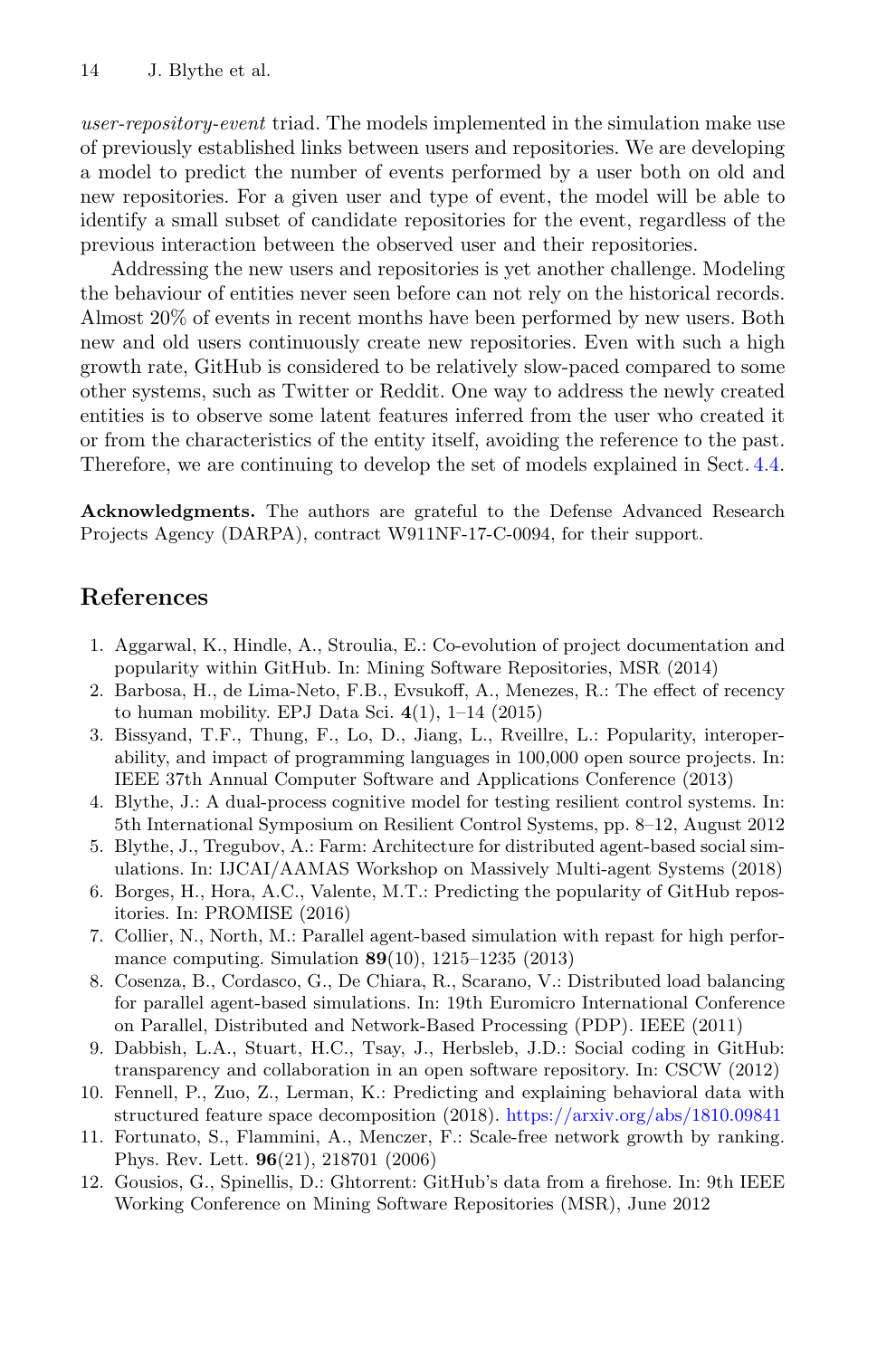*user-repository-event* triad. The models implemented in the simulation make use of previously established links between users and repositories. We are developing a model to predict the number of events performed by a user both on old and new repositories. For a given user and type of event, the model will be able to identify a small subset of candidate repositories for the event, regardless of the previous interaction between the observed user and their repositories.

Addressing the new users and repositories is yet another challenge. Modeling the behaviour of entities never seen before can not rely on the historical records. Almost 20% of events in recent months have been performed by new users. Both new and old users continuously create new repositories. Even with such a high growth rate, GitHub is considered to be relatively slow-paced compared to some other systems, such as Twitter or Reddit. One way to address the newly created entities is to observe some latent features inferred from the user who created it or from the characteristics of the entity itself, avoiding the reference to the past. Therefore, we are continuing to develop the set of models explained in Sect. 4.4.

**Acknowledgments.** The authors are grateful to the Defense Advanced Research Projects Agency (DARPA), contract W911NF-17-C-0094, for their support.

## References

1. Aggarwal, K., Hindle, A., Stroulia, E.: Co-evolution of project documentation and popularity within GitHub. In: Mining Software Repositories, MSR (2014)
2. Barbosa, H., de Lima-Neto, F.B., Evsukoff, A., Menezes, R.: The effect of recency to human mobility. EPJ Data Sci. **4**(1), 1–14 (2015)
3. Bissyand, T.F., Thung, F., Lo, D., Jiang, L., Rveillre, L.: Popularity, interoperability, and impact of programming languages in 100,000 open source projects. In: IEEE 37th Annual Computer Software and Applications Conference (2013)
4. Blythe, J.: A dual-process cognitive model for testing resilient control systems. In: 5th International Symposium on Resilient Control Systems, pp. 8–12, August 2012
5. Blythe, J., Tregubov, A.: Farm: Architecture for distributed agent-based social simulations. In: IJCAI/AAMAS Workshop on Massively Multi-agent Systems (2018)
6. Borges, H., Hora, A.C., Valente, M.T.: Predicting the popularity of GitHub repositories. In: PROMISE (2016)
7. Collier, N., North, M.: Parallel agent-based simulation with repast for high performance computing. Simulation **89**(10), 1215–1235 (2013)
8. Cosenza, B., Cordasco, G., De Chiara, R., Scarano, V.: Distributed load balancing for parallel agent-based simulations. In: 19th Euromicro International Conference on Parallel, Distributed and Network-Based Processing (PDP). IEEE (2011)
9. Dabbish, L.A., Stuart, H.C., Tsay, J., Herbsleb, J.D.: Social coding in GitHub: transparency and collaboration in an open software repository. In: CSCW (2012)
10. Fennell, P., Zuo, Z., Lerman, K.: Predicting and explaining behavioral data with structured feature space decomposition (2018). https://arxiv.org/abs/1810.09841
11. Fortunato, S., Flammini, A., Menczer, F.: Scale-free network growth by ranking. Phys. Rev. Lett. **96**(21), 218701 (2006)
12. Gousios, G., Spinellis, D.: Ghtorrent: GitHub's data from a firehose. In: 9th IEEE Working Conference on Mining Software Repositories (MSR), June 2012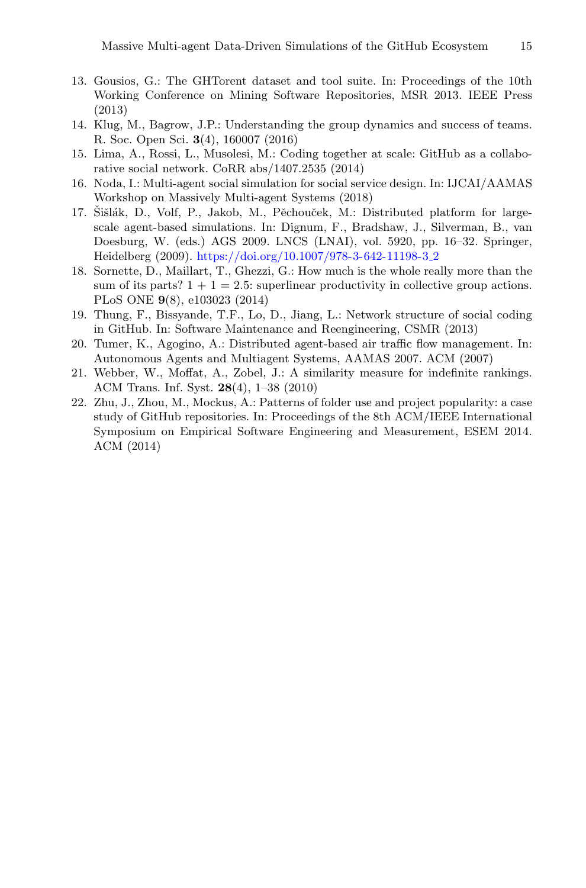13. Gousios, G.: The GHTorent dataset and tool suite. In: Proceedings of the 10th Working Conference on Mining Software Repositories, MSR 2013. IEEE Press (2013)
14. Klug, M., Bagrow, J.P.: Understanding the group dynamics and success of teams. R. Soc. Open Sci. **3**(4), 160007 (2016)
15. Lima, A., Rossi, L., Musolesi, M.: Coding together at scale: GitHub as a collaborative social network. CoRR abs/1407.2535 (2014)
16. Noda, I.: Multi-agent social simulation for social service design. In: IJCAI/AAMAS Workshop on Massively Multi-agent Systems (2018)
17. Šišlák, D., Volf, P., Jakob, M., Pěchouček, M.: Distributed platform for large-scale agent-based simulations. In: Dignum, F., Bradshaw, J., Silverman, B., van Doesburg, W. (eds.) AGS 2009. LNCS (LNAI), vol. 5920, pp. 16–32. Springer, Heidelberg (2009). https://doi.org/10.1007/978-3-642-11198-3_2
18. Sornette, D., Maillart, T., Ghezzi, G.: How much is the whole really more than the sum of its parts? 1 + 1 = 2.5: superlinear productivity in collective group actions. PLoS ONE **9**(8), e103023 (2014)
19. Thung, F., Bissyande, T.F., Lo, D., Jiang, L.: Network structure of social coding in GitHub. In: Software Maintenance and Reengineering, CSMR (2013)
20. Tumer, K., Agogino, A.: Distributed agent-based air traffic flow management. In: Autonomous Agents and Multiagent Systems, AAMAS 2007. ACM (2007)
21. Webber, W., Moffat, A., Zobel, J.: A similarity measure for indefinite rankings. ACM Trans. Inf. Syst. **28**(4), 1–38 (2010)
22. Zhu, J., Zhou, M., Mockus, A.: Patterns of folder use and project popularity: a case study of GitHub repositories. In: Proceedings of the 8th ACM/IEEE International Symposium on Empirical Software Engineering and Measurement, ESEM 2014. ACM (2014)